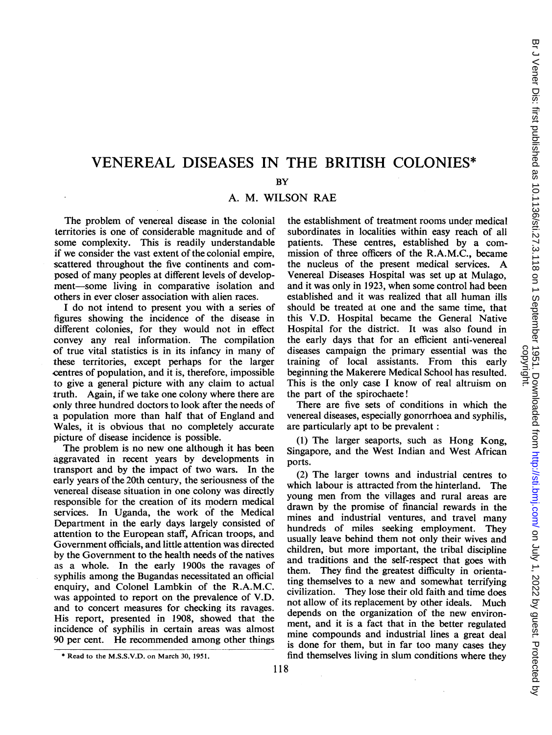# VENEREAL DISEASES IN THE BRITISH COLONIES*

BY

A. M. WILSON RAE

The problem of venereal disease in the colonial territories is one of considerable magnitude and of some complexity. This is readily understandable if we consider the vast extent of the colonial empire, scattered throughout the five continents and composed of many peoples at different levels of development—some living in comparative isolation and others in ever closer association with alien races.

I do not intend to present you with a series of figures showing the incidence of the disease in different colonies, for they would not in effect convey any real information. The compilation of true vital statistics is in its infancy in many of these territories, except perhaps for the larger centres of population, and it is, therefore, impossible to give a general picture with any claim to actual truth. Again, if we take one colony where there are only three hundred doctors to look after the needs of a population more than half that of England and Wales, it is obvious that no completely accurate picture of disease incidence is possible.

The problem is no new one although it has been aggravated in recent years by developments in transport and by the impact of two wars. In the early years of the 20th century, the seriousness of the venereal disease situation in one colony was directly responsible for the creation of its modern medical services. In Uganda, the work of the Medical Department in the early days largely consisted of attention to the European staff, African troops, and Government officials, and little attention was directed by the Government to the health needs of the natives as a whole. In the early 1900s the ravages of syphilis among the Bugandas necessitated an official enquiry, and Colonel Lambkin of the R.A.M.C. was appointed to report on the prevalence of V.D. and to concert measures for checking its ravages. His report, presented in 1908, showed that the incidence of syphilis in certain areas was almost 90 per cent. He recommended among other things the establishment of treatment rooms under medical subordinates in localities within easy reach of all patients. These centres, established by a commission of three officers of the R.A.M.C., became the nucleus of the present medical services. A Venereal Diseases Hospital was set up at Mulago, and it was only in 1923, when some control had been established and it was realized that all human ills should be treated at one and the same time, that this V.D. Hospital became the General Native Hospital for the district. It was also found in the early days that for an efficient anti-venereal diseases campaign the primary essential was the training of local assistants. From this early beginning the Makerere Medical School has resulted. This is the only case I know of real altruism on the part of the spirochaete!

There are five sets of conditions in which the venereal diseases, especially gonorrhoea and syphilis, are particularly apt to be prevalent :

(1) The larger seaports, such as Hong Kong, Singapore, and the West Indian and West African ports.

(2) The larger towns and industrial centres to which labour is attracted from the hinterland. The young men from the villages and rural areas are drawn by the promise of financial rewards in the mines and industrial ventures, and travel many hundreds of miles seeking employment. They usually leave behind them not only their wives and children, but more important, the tribal discipline and traditions and the self-respect that goes with them. They find the greatest difficulty in orientating themselves to a new and somewhat terrifying civilization. They lose their old faith and time does not allow of its replacement by other ideals. Much depends on the organization of the new environment, and it is a fact that in the better regulated mine compounds and industrial lines a great deal is done for them, but in far too many cases they find themselves living in slum conditions where they

* Read to the M.S.S.V.D. on March 30, 1951.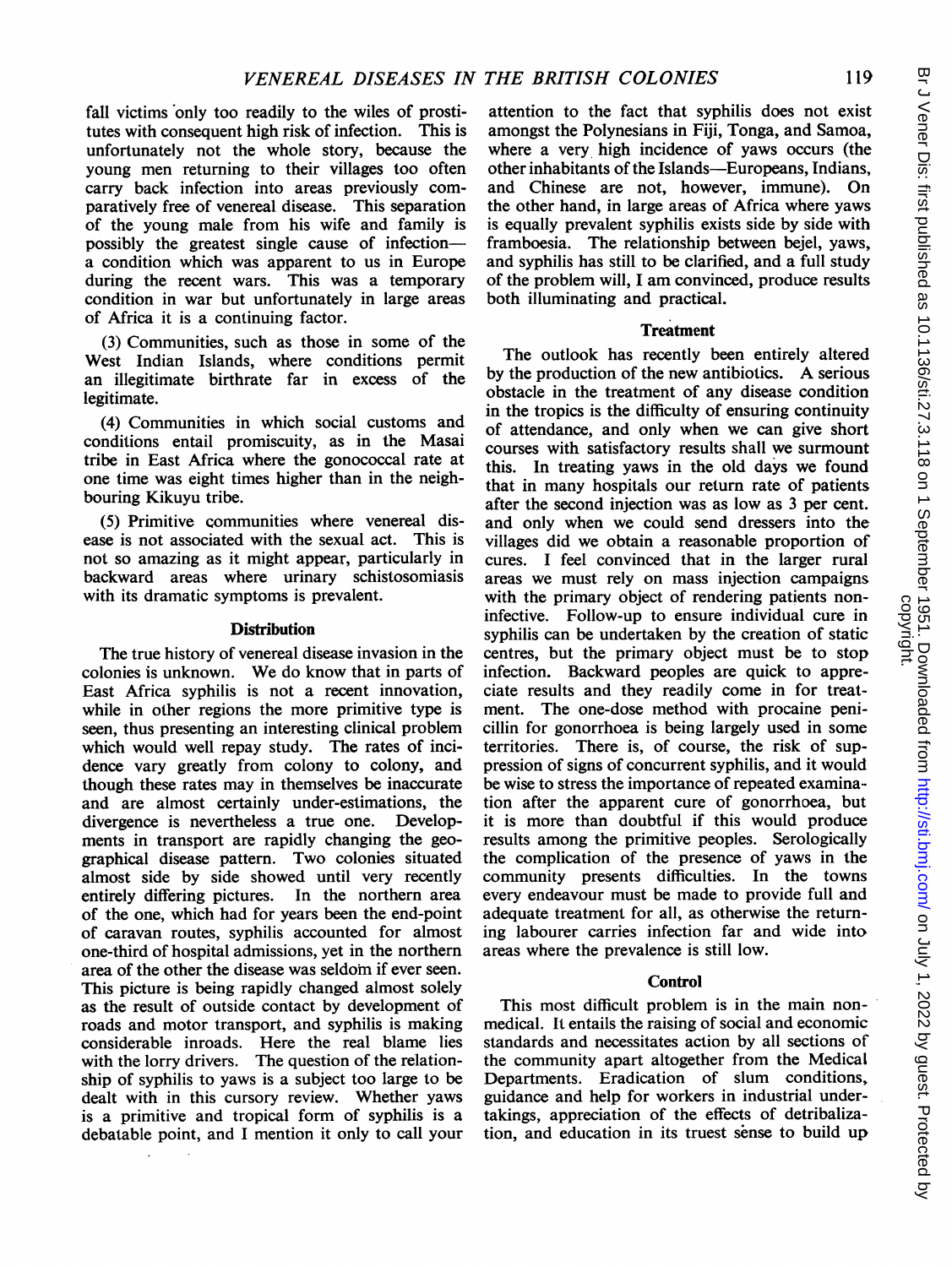fall victims only too readily to the wiles of prostitutes with consequent high risk of infection. This is unfortunately not the whole story, because the young men returning to their villages too often carry back infection into areas previously comparatively free of venereal disease. This separation of the young male from his wife and family is possibly the greatest single cause of infection—a condition which was apparent to us in Europe during the recent wars. This was a temporary condition in war but unfortunately in large areas of Africa it is a continuing factor.

(3) Communities, such as those in some of the West Indian Islands, where conditions permit an illegitimate birthrate far in excess of the legitimate.

(4) Communities in which social customs and conditions entail promiscuity, as in the Masai tribe in East Africa where the gonococcal rate at one time was eight times higher than in the neighbouring Kikuyu tribe.

(5) Primitive communities where venereal disease is not associated with the sexual act. This is not so amazing as it might appear, particularly in backward areas where urinary schistosomiasis with its dramatic symptoms is prevalent.

### Distribution

The true history of venereal disease invasion in the colonies is unknown. We do know that in parts of East Africa syphilis is not a recent innovation, while in other regions the more primitive type is seen, thus presenting an interesting clinical problem which would well repay study. The rates of incidence vary greatly from colony to colony, and though these rates may in themselves be inaccurate and are almost certainly under-estimations, the divergence is nevertheless a true one. Developments in transport are rapidly changing the geographical disease pattern. Two colonies situated almost side by side showed until very recently entirely differing pictures. In the northern area of the one, which had for years been the end-point of caravan routes, syphilis accounted for almost one-third of hospital admissions, yet in the northern area of the other the disease was seldom if ever seen. This picture is being rapidly changed almost solely as the result of outside contact by development of roads and motor transport, and syphilis is making considerable inroads. Here the real blame lies with the lorry drivers. The question of the relationship of syphilis to yaws is a subject too large to be dealt with in this cursory review. Whether yaws is a primitive and tropical form of syphilis is a debatable point, and I mention it only to call your attention to the fact that syphilis does not exist amongst the Polynesians in Fiji, Tonga, and Samoa, where a very high incidence of yaws occurs (the other inhabitants of the Islands—Europeans, Indians, and Chinese are not, however, immune). On the other hand, in large areas of Africa where yaws is equally prevalent syphilis exists side by side with framboesia. The relationship between bejel, yaws, and syphilis has still to be clarified, and a full study of the problem will, I am convinced, produce results both illuminating and practical.

### Treatment

The outlook has recently been entirely altered by the production of the new antibiotics. A serious obstacle in the treatment of any disease condition in the tropics is the difficulty of ensuring continuity of attendance, and only when we can give short courses with satisfactory results shall we surmount this. In treating yaws in the old days we found that in many hospitals our return rate of patients after the second injection was as low as 3 per cent. and only when we could send dressers into the villages did we obtain a reasonable proportion of cures. I feel convinced that in the larger rural areas we must rely on mass injection campaigns with the primary object of rendering patients non-infective. Follow-up to ensure individual cure in syphilis can be undertaken by the creation of static centres, but the primary object must be to stop infection. Backward peoples are quick to appreciate results and they readily come in for treatment. The one-dose method with procaine penicillin for gonorrhoea is being largely used in some territories. There is, of course, the risk of suppression of signs of concurrent syphilis, and it would be wise to stress the importance of repeated examination after the apparent cure of gonorrhoea, but it is more than doubtful if this would produce results among the primitive peoples. Serologically the complication of the presence of yaws in the community presents difficulties. In the towns every endeavour must be made to provide full and adequate treatment for all, as otherwise the returning labourer carries infection far and wide into areas where the prevalence is still low.

### Control

This most difficult problem is in the main non-medical. It entails the raising of social and economic standards and necessitates action by all sections of the community apart altogether from the Medical Departments. Eradication of slum conditions, guidance and help for workers in industrial undertakings, appreciation of the effects of detribalization, and education in its truest sense to build up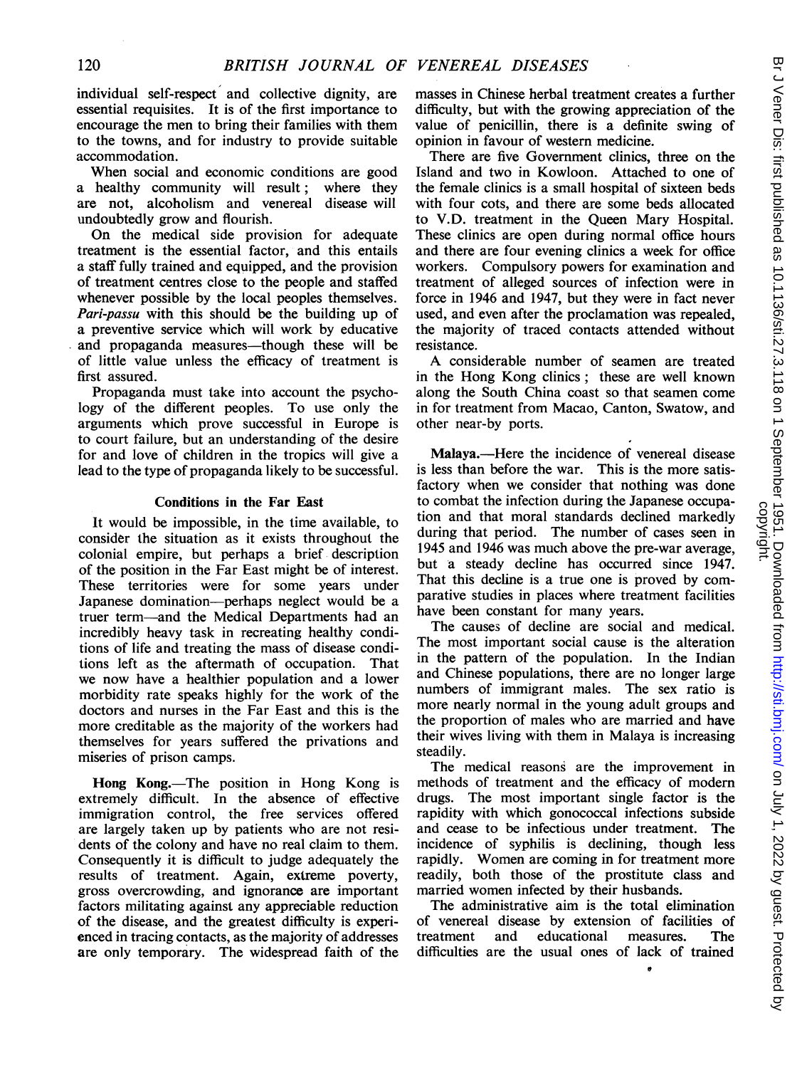individual self-respect and collective dignity, are essential requisites. It is of the first importance to encourage the men to bring their families with them to the towns, and for industry to provide suitable accommodation.

When social and economic conditions are good a healthy community will result; where they are not, alcoholism and venereal disease will undoubtedly grow and flourish.

On the medical side provision for adequate treatment is the essential factor, and this entails a staff fully trained and equipped, and the provision of treatment centres close to the people and staffed whenever possible by the local peoples themselves. *Pari-passu* with this should be the building up of a preventive service which will work by educative and propaganda measures—though these will be of little value unless the efficacy of treatment is first assured.

Propaganda must take into account the psychology of the different peoples. To use only the arguments which prove successful in Europe is to court failure, but an understanding of the desire for and love of children in the tropics will give a lead to the type of propaganda likely to be successful.

### Conditions in the Far East

It would be impossible, in the time available, to consider the situation as it exists throughout the colonial empire, but perhaps a brief description of the position in the Far East might be of interest. These territories were for some years under Japanese domination—perhaps neglect would be a truer term—and the Medical Departments had an incredibly heavy task in recreating healthy conditions of life and treating the mass of disease conditions left as the aftermath of occupation. That we now have a healthier population and a lower morbidity rate speaks highly for the work of the doctors and nurses in the Far East and this is the more creditable as the majority of the workers had themselves for years suffered the privations and miseries of prison camps.

**Hong Kong.**—The position in Hong Kong is extremely difficult. In the absence of effective immigration control, the free services offered are largely taken up by patients who are not residents of the colony and have no real claim to them. Consequently it is difficult to judge adequately the results of treatment. Again, extreme poverty, gross overcrowding, and ignorance are important factors militating against any appreciable reduction of the disease, and the greatest difficulty is experienced in tracing contacts, as the majority of addresses are only temporary. The widespread faith of the masses in Chinese herbal treatment creates a further difficulty, but with the growing appreciation of the value of penicillin, there is a definite swing of opinion in favour of western medicine.

There are five Government clinics, three on the Island and two in Kowloon. Attached to one of the female clinics is a small hospital of sixteen beds with four cots, and there are some beds allocated to V.D. treatment in the Queen Mary Hospital. These clinics are open during normal office hours and there are four evening clinics a week for office workers. Compulsory powers for examination and treatment of alleged sources of infection were in force in 1946 and 1947, but they were in fact never used, and even after the proclamation was repealed, the majority of traced contacts attended without resistance.

A considerable number of seamen are treated in the Hong Kong clinics; these are well known along the South China coast so that seamen come in for treatment from Macao, Canton, Swatow, and other near-by ports.

**Malaya.**—Here the incidence of venereal disease is less than before the war. This is the more satisfactory when we consider that nothing was done to combat the infection during the Japanese occupation and that moral standards declined markedly during that period. The number of cases seen in 1945 and 1946 was much above the pre-war average, but a steady decline has occurred since 1947. That this decline is a true one is proved by comparative studies in places where treatment facilities have been constant for many years.

The causes of decline are social and medical. The most important social cause is the alteration in the pattern of the population. In the Indian and Chinese populations, there are no longer large numbers of immigrant males. The sex ratio is more nearly normal in the young adult groups and the proportion of males who are married and have their wives living with them in Malaya is increasing steadily.

The medical reasons are the improvement in methods of treatment and the efficacy of modern drugs. The most important single factor is the rapidity with which gonococcal infections subside and cease to be infectious under treatment. The incidence of syphilis is declining, though less rapidly. Women are coming in for treatment more readily, both those of the prostitute class and married women infected by their husbands.

The administrative aim is the total elimination of venereal disease by extension of facilities of treatment and educational measures. The difficulties are the usual ones of lack of trained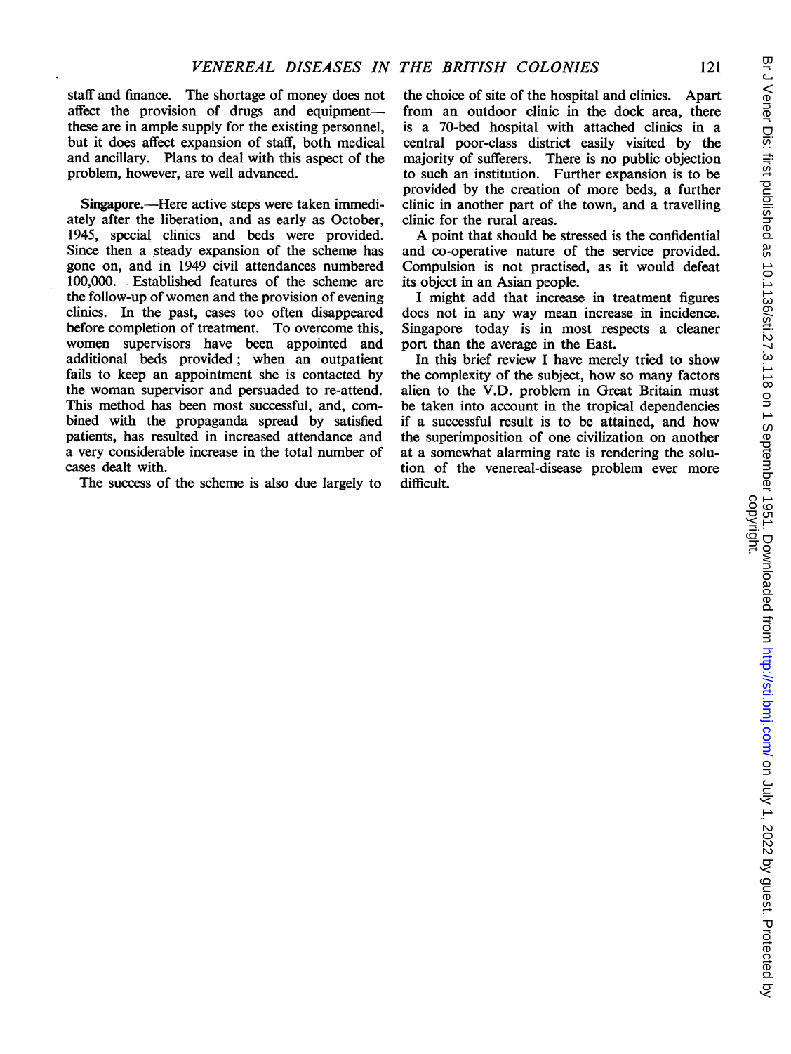staff and finance. The shortage of money does not affect the provision of drugs and equipment—these are in ample supply for the existing personnel, but it does affect expansion of staff, both medical and ancillary. Plans to deal with this aspect of the problem, however, are well advanced.

**Singapore.**—Here active steps were taken immediately after the liberation, and as early as October, 1945, special clinics and beds were provided. Since then a steady expansion of the scheme has gone on, and in 1949 civil attendances numbered 100,000. Established features of the scheme are the follow-up of women and the provision of evening clinics. In the past, cases too often disappeared before completion of treatment. To overcome this, women supervisors have been appointed and additional beds provided; when an outpatient fails to keep an appointment she is contacted by the woman supervisor and persuaded to re-attend. This method has been most successful, and, combined with the propaganda spread by satisfied patients, has resulted in increased attendance and a very considerable increase in the total number of cases dealt with.

The success of the scheme is also due largely to the choice of site of the hospital and clinics. Apart from an outdoor clinic in the dock area, there is a 70-bed hospital with attached clinics in a central poor-class district easily visited by the majority of sufferers. There is no public objection to such an institution. Further expansion is to be provided by the creation of more beds, a further clinic in another part of the town, and a travelling clinic for the rural areas.

A point that should be stressed is the confidential and co-operative nature of the service provided. Compulsion is not practised, as it would defeat its object in an Asian people.

I might add that increase in treatment figures does not in any way mean increase in incidence. Singapore today is in most respects a cleaner port than the average in the East.

In this brief review I have merely tried to show the complexity of the subject, how so many factors alien to the V.D. problem in Great Britain must be taken into account in the tropical dependencies if a successful result is to be attained, and how the superimposition of one civilization on another at a somewhat alarming rate is rendering the solution of the venereal-disease problem ever more difficult.